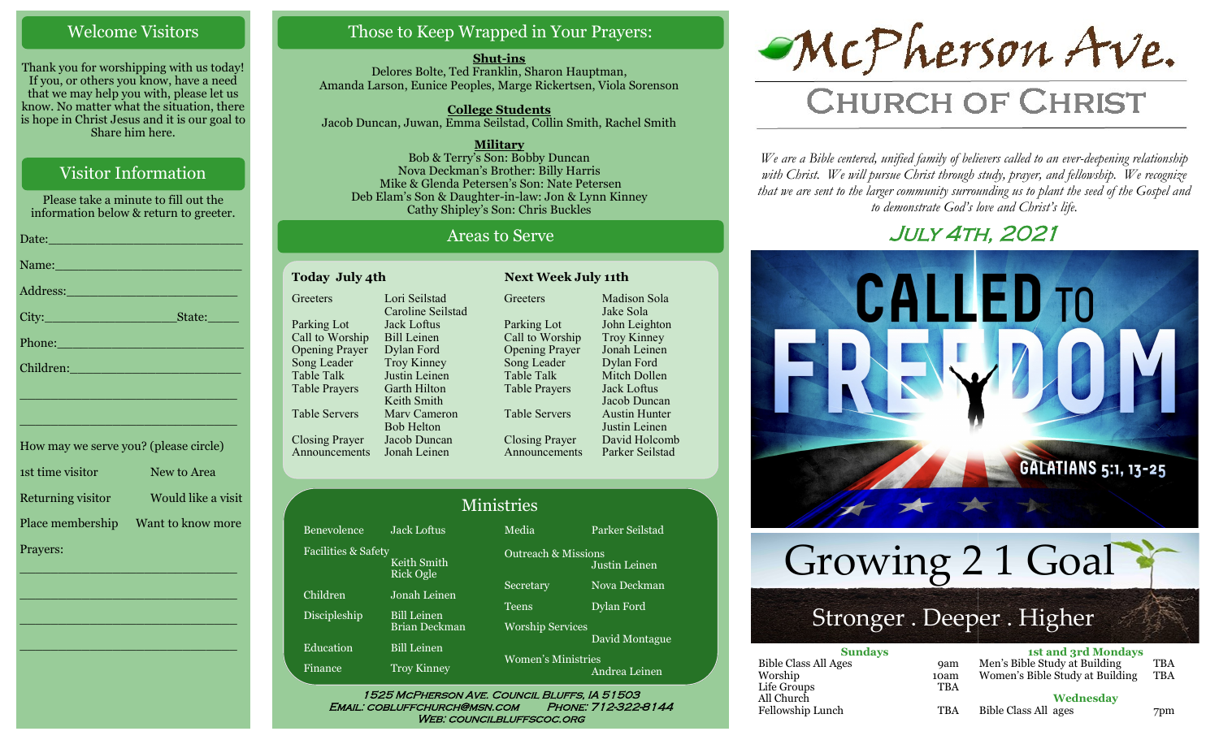## Welcome Visitors

Thank you for worshipping with us today! If you, or others you know, have a need that we may help you with, please let us know. No matter what the situation, there is hope in Christ Jesus and it is our goal to Share him here.

## Visitor Information

Please take a minute to fill out the information below & return to greeter.

Date:\_\_\_\_\_\_\_\_\_\_\_\_\_\_\_\_\_\_\_\_\_\_\_\_\_\_

Name:\_\_\_\_\_\_\_\_\_\_\_\_\_\_\_\_\_\_\_\_\_\_\_\_\_\_

Address:\_\_\_\_\_\_\_\_\_\_\_\_\_\_\_\_\_\_\_\_\_\_\_\_

City:\_\_\_\_\_\_\_\_\_\_\_\_\_\_\_\_\_\_State:\_\_\_\_\_

Phone:\_\_\_\_\_\_\_\_\_\_\_\_\_\_\_\_\_\_\_\_\_\_\_\_\_\_

Children:\_\_\_\_\_\_\_\_\_\_\_\_\_\_\_\_\_\_\_\_\_\_\_\_

\_\_\_\_\_\_\_\_\_\_\_\_\_\_\_\_\_\_\_\_\_\_\_\_\_\_\_\_\_\_\_\_

\_\_\_\_\_\_\_\_\_\_\_\_\_\_\_\_\_\_\_\_\_\_\_\_\_\_\_\_\_\_\_\_

How may we serve you? (please circle)

| | |
|---|---|
| 1st time visitor | New to Area |
| Returning visitor | Would like a visit |
| Place membership | Want to know more |

Prayers:

\_\_\_\_\_\_\_\_\_\_\_\_\_\_\_\_\_\_\_\_\_\_\_\_\_\_\_\_\_\_\_\_

\_\_\_\_\_\_\_\_\_\_\_\_\_\_\_\_\_\_\_\_\_\_\_\_\_\_\_\_\_\_\_\_

\_\_\_\_\_\_\_\_\_\_\_\_\_\_\_\_\_\_\_\_\_\_\_\_\_\_\_\_\_\_\_\_

\_\_\_\_\_\_\_\_\_\_\_\_\_\_\_\_\_\_\_\_\_\_\_\_\_\_\_\_\_\_\_\_

## Those to Keep Wrapped in Your Prayers:

**Shut-ins**
Delores Bolte, Ted Franklin, Sharon Hauptman, Amanda Larson, Eunice Peoples, Marge Rickertsen, Viola Sorenson

**College Students**
Jacob Duncan, Juwan, Emma Seilstad, Collin Smith, Rachel Smith

**Military**
Bob & Terry's Son: Bobby Duncan
Nova Deckman's Brother: Billy Harris
Mike & Glenda Petersen's Son: Nate Petersen
Deb Elam's Son & Daughter-in-law: Jon & Lynn Kinney
Cathy Shipley's Son: Chris Buckles

## Areas to Serve

| Today July 4th | | Next Week July 11th | |
|---|---|---|---|
| Greeters | Lori Seilstad, Caroline Seilstad | Greeters | Madison Sola, Jake Sola |
| Parking Lot | Jack Loftus | Parking Lot | John Leighton |
| Call to Worship | Bill Leinen | Call to Worship | Troy Kinney |
| Opening Prayer | Dylan Ford | Opening Prayer | Jonah Leinen |
| Song Leader | Troy Kinney | Song Leader | Dylan Ford |
| Table Talk | Justin Leinen | Table Talk | Mitch Dollen |
| Table Prayers | Garth Hilton, Keith Smith | Table Prayers | Jack Loftus, Jacob Duncan |
| Table Servers | Marv Cameron, Bob Helton | Table Servers | Austin Hunter, Justin Leinen |
| Closing Prayer | Jacob Duncan | Closing Prayer | David Holcomb |
| Announcements | Jonah Leinen | Announcements | Parker Seilstad |

## Ministries

| | | | |
|---|---|---|---|
| Benevolence | Jack Loftus | Media | Parker Seilstad |
| Facilities & Safety | Keith Smith, Rick Ogle | Outreach & Missions | Justin Leinen |
| Children | Jonah Leinen | Secretary | Nova Deckman |
| Discipleship | Bill Leinen, Brian Deckman | Teens | Dylan Ford |
| Education | Bill Leinen | Worship Services | David Montague |
| Finance | Troy Kinney | Women's Ministries | Andrea Leinen |

1525 McPherson Ave. Council Bluffs, IA 51503
Email: cobluffchurch@msn.com Phone: 712-322-8144
Web: councilbluffscoc.org

# McPherson Ave.
# Church of Christ

*We are a Bible centered, unified family of believers called to an ever-deepening relationship with Christ. We will pursue Christ through study, prayer, and fellowship. We recognize that we are sent to the larger community surrounding us to plant the seed of the Gospel and to demonstrate God's love and Christ's life.*

## July 4th, 2021

CALLED TO FREEDOM
GALATIANS 5:1, 13-25

Growing 2 1 Goal
Stronger . Deeper . Higher

| Sundays | | 1st and 3rd Mondays | |
|---|---|---|---|
| Bible Class All Ages | 9am | Men's Bible Study at Building | TBA |
| Worship | 10am | Women's Bible Study at Building | TBA |
| Life Groups | TBA | **Wednesday** | |
| All Church Fellowship Lunch | TBA | Bible Class All ages | 7pm |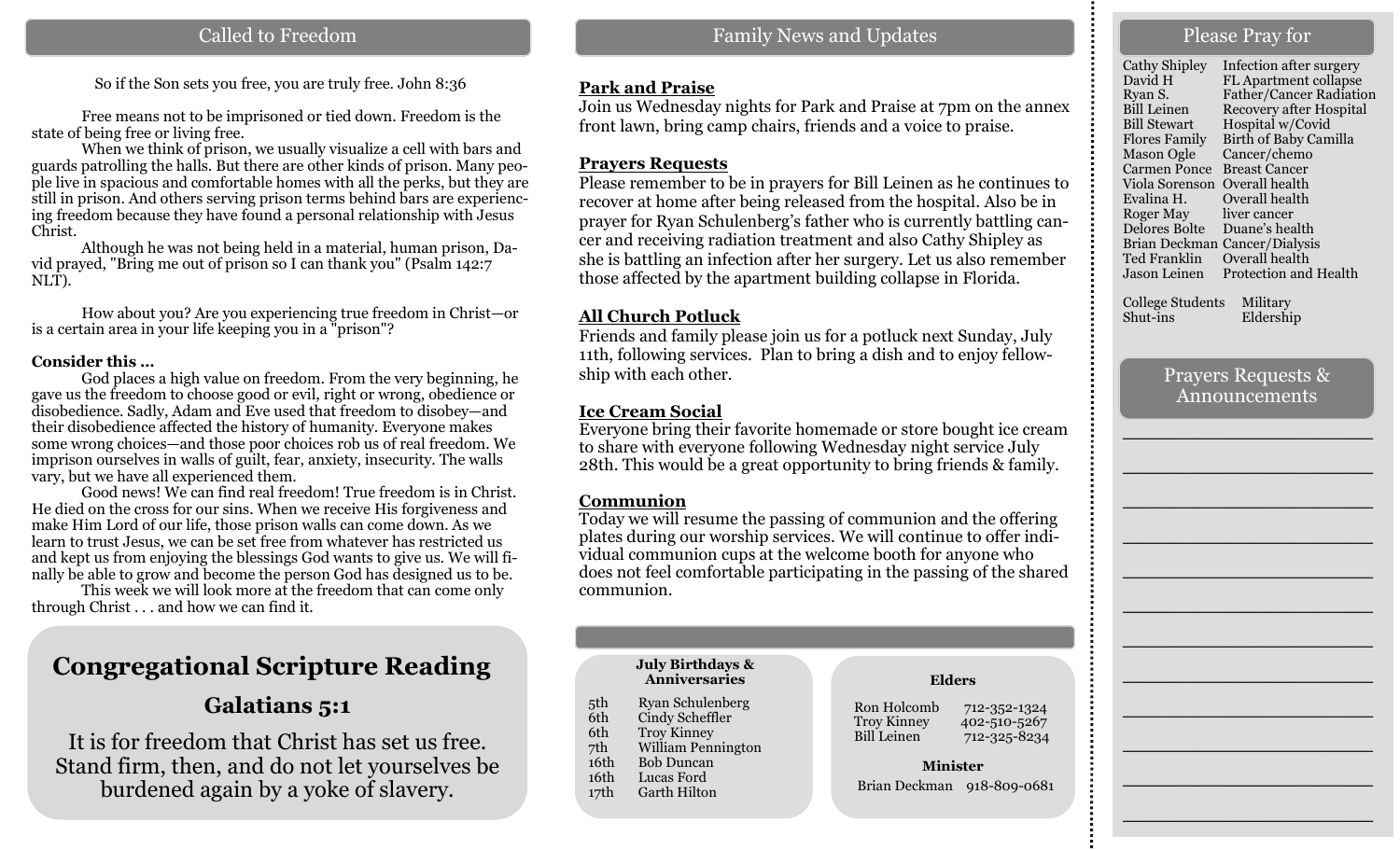## Called to Freedom

So if the Son sets you free, you are truly free. John 8:36

Free means not to be imprisoned or tied down. Freedom is the state of being free or living free.

When we think of prison, we usually visualize a cell with bars and guards patrolling the halls. But there are other kinds of prison. Many people live in spacious and comfortable homes with all the perks, but they are still in prison. And others serving prison terms behind bars are experiencing freedom because they have found a personal relationship with Jesus Christ.

Although he was not being held in a material, human prison, David prayed, "Bring me out of prison so I can thank you" (Psalm 142:7 NLT).

How about you? Are you experiencing true freedom in Christ—or is a certain area in your life keeping you in a "prison"?

**Consider this ...**

God places a high value on freedom. From the very beginning, he gave us the freedom to choose good or evil, right or wrong, obedience or disobedience. Sadly, Adam and Eve used that freedom to disobey—and their disobedience affected the history of humanity. Everyone makes some wrong choices—and those poor choices rob us of real freedom. We imprison ourselves in walls of guilt, fear, anxiety, insecurity. The walls vary, but we have all experienced them.

Good news! We can find real freedom! True freedom is in Christ. He died on the cross for our sins. When we receive His forgiveness and make Him Lord of our life, those prison walls can come down. As we learn to trust Jesus, we can be set free from whatever has restricted us and kept us from enjoying the blessings God wants to give us. We will finally be able to grow and become the person God has designed us to be.

This week we will look more at the freedom that can come only through Christ . . . and how we can find it.

# Congregational Scripture Reading

## Galatians 5:1

It is for freedom that Christ has set us free. Stand firm, then, and do not let yourselves be burdened again by a yoke of slavery.

## Family News and Updates

**Park and Praise**

Join us Wednesday nights for Park and Praise at 7pm on the annex front lawn, bring camp chairs, friends and a voice to praise.

**Prayers Requests**

Please remember to be in prayers for Bill Leinen as he continues to recover at home after being released from the hospital. Also be in prayer for Ryan Schulenberg's father who is currently battling cancer and receiving radiation treatment and also Cathy Shipley as she is battling an infection after her surgery. Let us also remember those affected by the apartment building collapse in Florida.

**All Church Potluck**

Friends and family please join us for a potluck next Sunday, July 11th, following services. Plan to bring a dish and to enjoy fellowship with each other.

**Ice Cream Social**

Everyone bring their favorite homemade or store bought ice cream to share with everyone following Wednesday night service July 28th. This would be a great opportunity to bring friends & family.

**Communion**

Today we will resume the passing of communion and the offering plates during our worship services. We will continue to offer individual communion cups at the welcome booth for anyone who does not feel comfortable participating in the passing of the shared communion.

### July Birthdays & Anniversaries

| | |
|---|---|
| 5th | Ryan Schulenberg |
| 6th | Cindy Scheffler |
| 6th | Troy Kinney |
| 7th | William Pennington |
| 16th | Bob Duncan |
| 16th | Lucas Ford |
| 17th | Garth Hilton |

### Elders

| | |
|---|---|
| Ron Holcomb | 712-352-1324 |
| Troy Kinney | 402-510-5267 |
| Bill Leinen | 712-325-8234 |

### Minister

Brian Deckman 918-809-0681

## Please Pray for

| | |
|---|---|
| Cathy Shipley | Infection after surgery |
| David H | FL Apartment collapse |
| Ryan S. | Father/Cancer Radiation |
| Bill Leinen | Recovery after Hospital |
| Bill Stewart | Hospital w/Covid |
| Flores Family | Birth of Baby Camilla |
| Mason Ogle | Cancer/chemo |
| Carmen Ponce | Breast Cancer |
| Viola Sorenson | Overall health |
| Evalina H. | Overall health |
| Roger May | liver cancer |
| Delores Bolte | Duane's health |
| Brian Deckman | Cancer/Dialysis |
| Ted Franklin | Overall health |
| Jason Leinen | Protection and Health |

College Students Military
Shut-ins Eldership

## Prayers Requests & Announcements

______________________

______________________

______________________

______________________

______________________

______________________

______________________

______________________

______________________

______________________

______________________

______________________